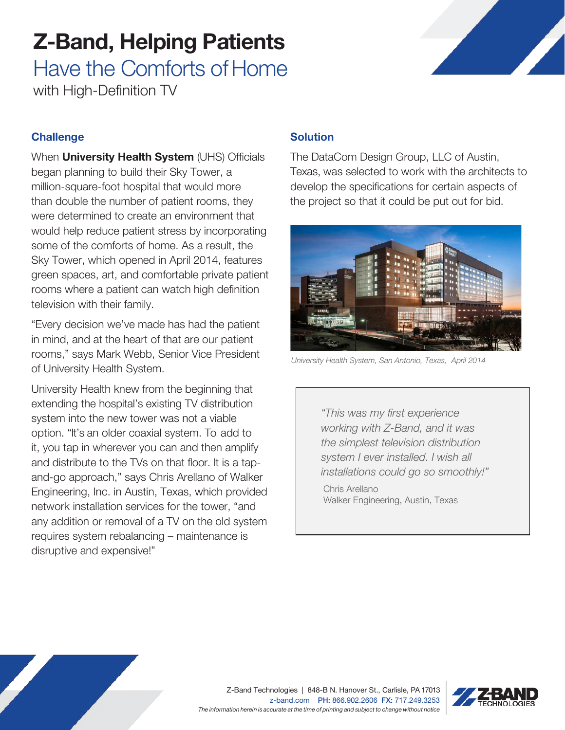# Z-Band, Helping Patients

## Have the Comforts of Home

with High-Definition TV

### Challenge

When **University Health System** (UHS) Officials began planning to build their Sky Tower, a million-square-foot hospital that would more than double the number of patient rooms, they were determined to create an environment that would help reduce patient stress by incorporating some of the comforts of home. As a result, the Sky Tower, which opened in April 2014, features green spaces, art, and comfortable private patient rooms where a patient can watch high definition television with their family.

"Every decision we've made has had the patient in mind, and at the heart of that are our patient rooms," says Mark Webb, Senior Vice President of University Health System.

University Health knew from the beginning that extending the hospital's existing TV distribution system into the new tower was not a viable option. "It's an older coaxial system. To add to it, you tap in wherever you can and then amplify and distribute to the TVs on that floor. It is a tap-and-go approach," says Chris Arellano of Walker Engineering, Inc. in Austin, Texas, which provided network installation services for the tower, "and any addition or removal of a TV on the old system requires system rebalancing – maintenance is disruptive and expensive!"

### Solution

The DataCom Design Group, LLC of Austin, Texas, was selected to work with the architects to develop the specifications for certain aspects of the project so that it could be put out for bid.

*University Health System, San Antonio, Texas, April 2014*

> *"This was my first experience working with Z-Band, and it was the simplest television distribution system I ever installed. I wish all installations could go so smoothly!"*
>
> Chris Arellano
> Walker Engineering, Austin, Texas

Z-Band Technologies | 848-B N. Hanover St., Carlisle, PA 17013
z-band.com **PH:** 866.902.2606 **FX:** 717.249.3253
*The information herein is accurate at the time of printing and subject to change without notice*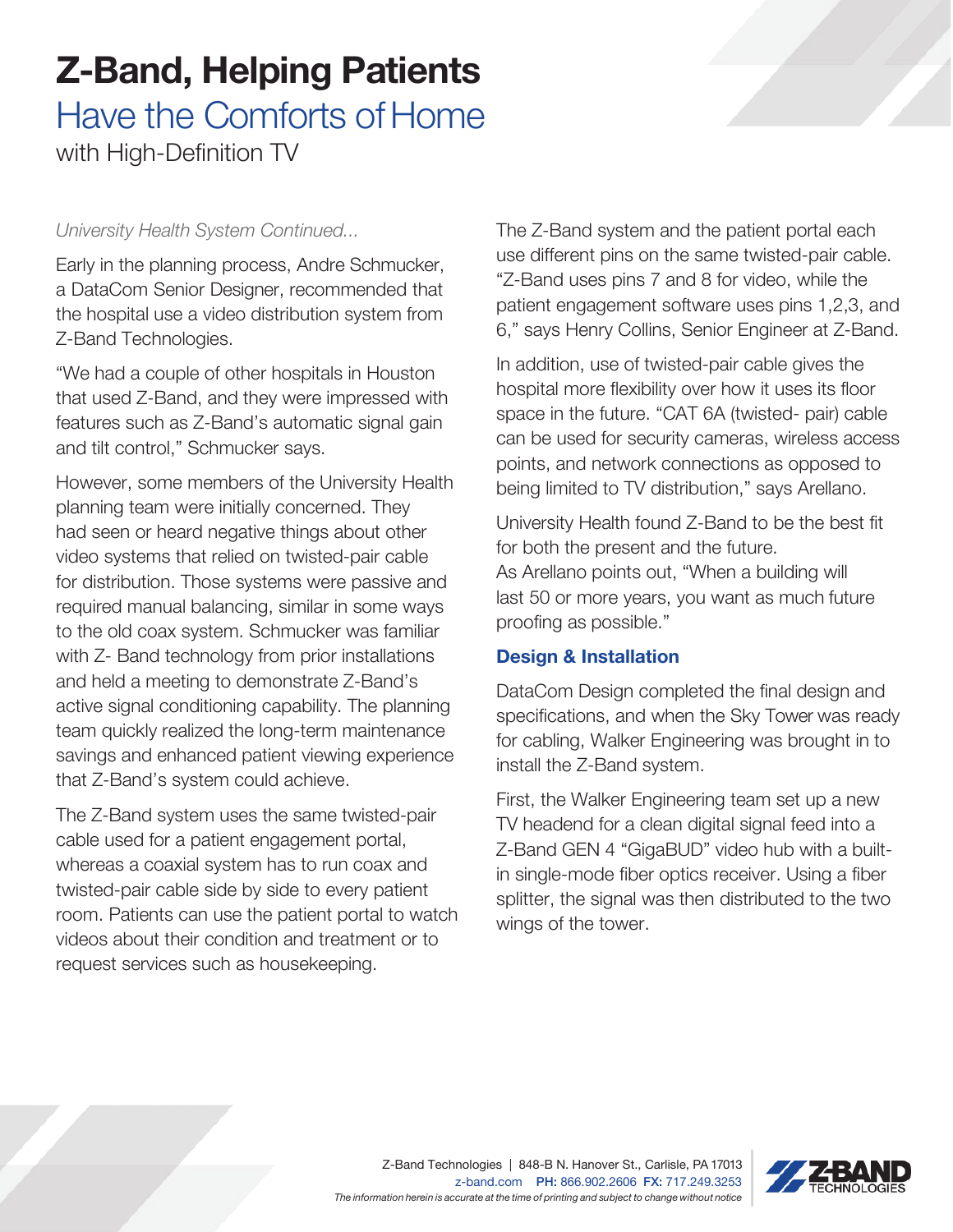# Z-Band, Helping Patients

## Have the Comforts of Home

with High-Definition TV

*University Health System Continued...*

Early in the planning process, Andre Schmucker, a DataCom Senior Designer, recommended that the hospital use a video distribution system from Z-Band Technologies.

"We had a couple of other hospitals in Houston that used Z-Band, and they were impressed with features such as Z-Band's automatic signal gain and tilt control," Schmucker says.

However, some members of the University Health planning team were initially concerned. They had seen or heard negative things about other video systems that relied on twisted-pair cable for distribution. Those systems were passive and required manual balancing, similar in some ways to the old coax system. Schmucker was familiar with Z- Band technology from prior installations and held a meeting to demonstrate Z-Band's active signal conditioning capability. The planning team quickly realized the long-term maintenance savings and enhanced patient viewing experience that Z-Band's system could achieve.

The Z-Band system uses the same twisted-pair cable used for a patient engagement portal, whereas a coaxial system has to run coax and twisted-pair cable side by side to every patient room. Patients can use the patient portal to watch videos about their condition and treatment or to request services such as housekeeping.

The Z-Band system and the patient portal each use different pins on the same twisted-pair cable. "Z-Band uses pins 7 and 8 for video, while the patient engagement software uses pins 1,2,3, and 6," says Henry Collins, Senior Engineer at Z-Band.

In addition, use of twisted-pair cable gives the hospital more flexibility over how it uses its floor space in the future. "CAT 6A (twisted- pair) cable can be used for security cameras, wireless access points, and network connections as opposed to being limited to TV distribution," says Arellano.

University Health found Z-Band to be the best fit for both the present and the future.
As Arellano points out, "When a building will last 50 or more years, you want as much future proofing as possible."

### Design & Installation

DataCom Design completed the final design and specifications, and when the Sky Tower was ready for cabling, Walker Engineering was brought in to install the Z-Band system.

First, the Walker Engineering team set up a new TV headend for a clean digital signal feed into a Z-Band GEN 4 "GigaBUD" video hub with a built-in single-mode fiber optics receiver. Using a fiber splitter, the signal was then distributed to the two wings of the tower.

Z-Band Technologies | 848-B N. Hanover St., Carlisle, PA 17013
z-band.com **PH:** 866.902.2606 **FX:** 717.249.3253
*The information herein is accurate at the time of printing and subject to change without notice*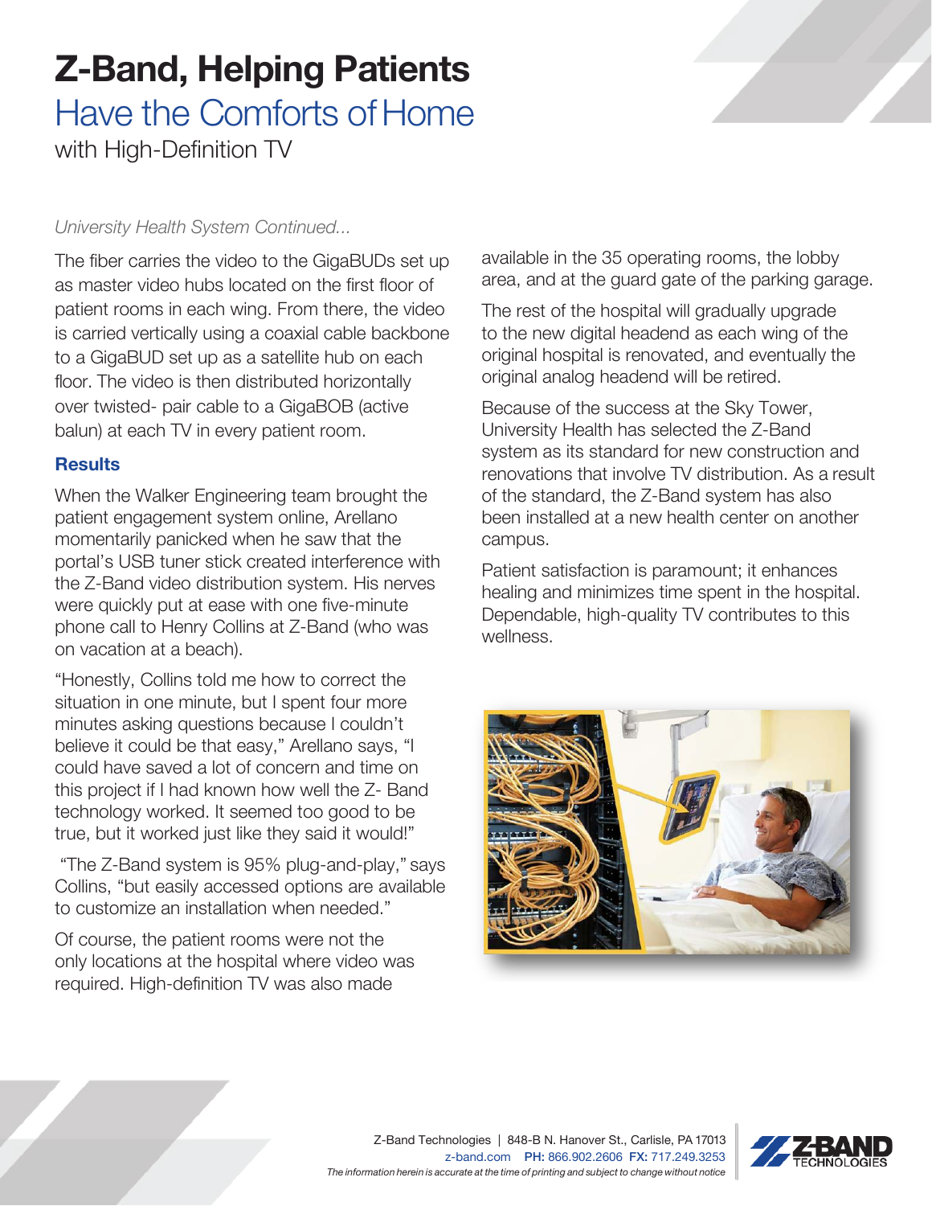# Z-Band, Helping Patients

## Have the Comforts of Home

with High-Definition TV

*University Health System Continued...*

The fiber carries the video to the GigaBUDs set up as master video hubs located on the first floor of patient rooms in each wing. From there, the video is carried vertically using a coaxial cable backbone to a GigaBUD set up as a satellite hub on each floor. The video is then distributed horizontally over twisted- pair cable to a GigaBOB (active balun) at each TV in every patient room.

### Results

When the Walker Engineering team brought the patient engagement system online, Arellano momentarily panicked when he saw that the portal's USB tuner stick created interference with the Z-Band video distribution system. His nerves were quickly put at ease with one five-minute phone call to Henry Collins at Z-Band (who was on vacation at a beach).

"Honestly, Collins told me how to correct the situation in one minute, but I spent four more minutes asking questions because I couldn't believe it could be that easy," Arellano says, "I could have saved a lot of concern and time on this project if I had known how well the Z- Band technology worked. It seemed too good to be true, but it worked just like they said it would!"

"The Z-Band system is 95% plug-and-play," says Collins, "but easily accessed options are available to customize an installation when needed."

Of course, the patient rooms were not the only locations at the hospital where video was required. High-definition TV was also made available in the 35 operating rooms, the lobby area, and at the guard gate of the parking garage.

The rest of the hospital will gradually upgrade to the new digital headend as each wing of the original hospital is renovated, and eventually the original analog headend will be retired.

Because of the success at the Sky Tower, University Health has selected the Z-Band system as its standard for new construction and renovations that involve TV distribution. As a result of the standard, the Z-Band system has also been installed at a new health center on another campus.

Patient satisfaction is paramount; it enhances healing and minimizes time spent in the hospital. Dependable, high-quality TV contributes to this wellness.

Z-Band Technologies | 848-B N. Hanover St., Carlisle, PA 17013
z-band.com **PH:** 866.902.2606 **FX:** 717.249.3253
*The information herein is accurate at the time of printing and subject to change without notice*